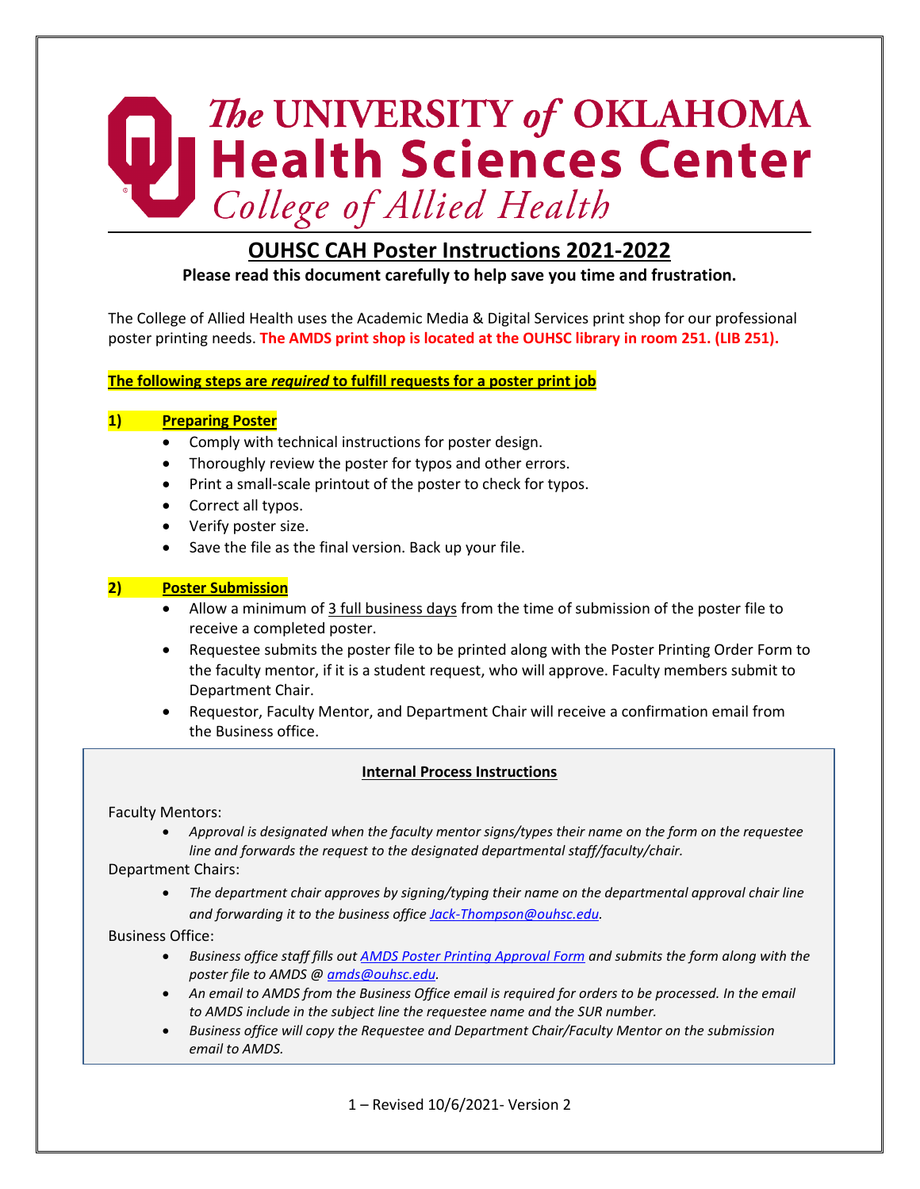# The UNIVERSITY of OKLAHOMA Health Sciences Center

*College of Allied Health*

## OUHSC CAH Poster Instructions 2021-2022

**Please read this document carefully to help save you time and frustration.**

The College of Allied Health uses the Academic Media & Digital Services print shop for our professional poster printing needs. **The AMDS print shop is located at the OUHSC library in room 251. (LIB 251).**

**The following steps are *required* to fulfill requests for a poster print job**

### 1) Preparing Poster

- Comply with technical instructions for poster design.
- Thoroughly review the poster for typos and other errors.
- Print a small-scale printout of the poster to check for typos.
- Correct all typos.
- Verify poster size.
- Save the file as the final version. Back up your file.

### 2) Poster Submission

- Allow a minimum of 3 full business days from the time of submission of the poster file to receive a completed poster.
- Requestee submits the poster file to be printed along with the Poster Printing Order Form to the faculty mentor, if it is a student request, who will approve. Faculty members submit to Department Chair.
- Requestor, Faculty Mentor, and Department Chair will receive a confirmation email from the Business office.

**Internal Process Instructions**

Faculty Mentors:

- *Approval is designated when the faculty mentor signs/types their name on the form on the requestee line and forwards the request to the designated departmental staff/faculty/chair.*

Department Chairs:

- *The department chair approves by signing/typing their name on the departmental approval chair line and forwarding it to the business office Jack-Thompson@ouhsc.edu.*

Business Office:

- *Business office staff fills out AMDS Poster Printing Approval Form and submits the form along with the poster file to AMDS @ amds@ouhsc.edu.*
- *An email to AMDS from the Business Office email is required for orders to be processed. In the email to AMDS include in the subject line the requestee name and the SUR number.*
- *Business office will copy the Requestee and Department Chair/Faculty Mentor on the submission email to AMDS.*

1 – Revised 10/6/2021- Version 2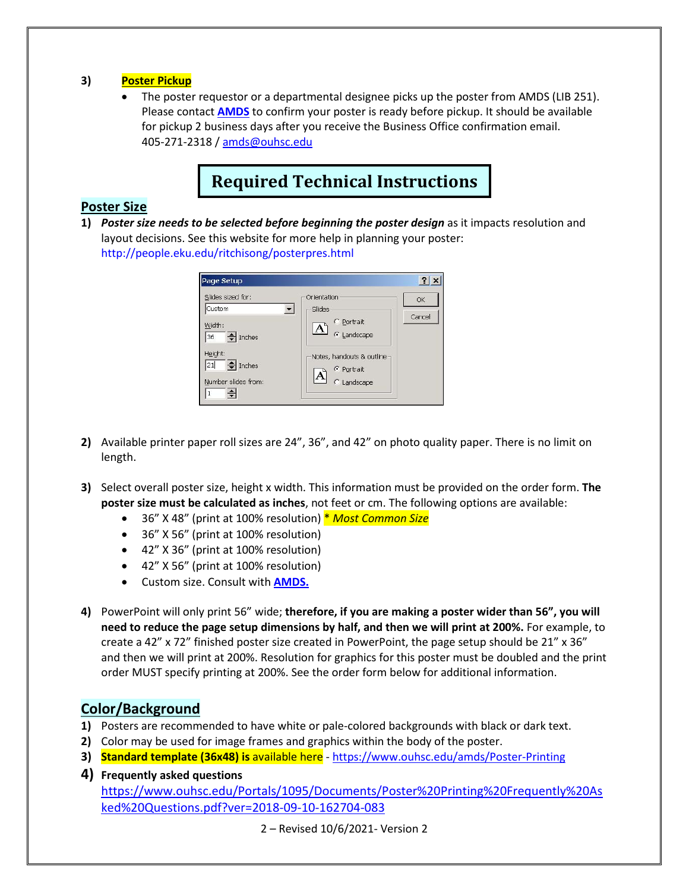## 3) Poster Pickup

- The poster requestor or a departmental designee picks up the poster from AMDS (LIB 251). Please contact **AMDS** to confirm your poster is ready before pickup. It should be available for pickup 2 business days after you receive the Business Office confirmation email. 405-271-2318 / amds@ouhsc.edu

# Required Technical Instructions

## Poster Size

1) ***Poster size needs to be selected before beginning the poster design*** as it impacts resolution and layout decisions. See this website for more help in planning your poster: http://people.eku.edu/ritchisong/posterpres.html

2) Available printer paper roll sizes are 24", 36", and 42" on photo quality paper. There is no limit on length.

3) Select overall poster size, height x width. This information must be provided on the order form. **The poster size must be calculated as inches**, not feet or cm. The following options are available:
   - 36" X 48" (print at 100% resolution) *\* Most Common Size*
   - 36" X 56" (print at 100% resolution)
   - 42" X 36" (print at 100% resolution)
   - 42" X 56" (print at 100% resolution)
   - Custom size. Consult with **AMDS.**

4) PowerPoint will only print 56" wide; **therefore, if you are making a poster wider than 56", you will need to reduce the page setup dimensions by half, and then we will print at 200%.** For example, to create a 42" x 72" finished poster size created in PowerPoint, the page setup should be 21" x 36" and then we will print at 200%. Resolution for graphics for this poster must be doubled and the print order MUST specify printing at 200%. See the order form below for additional information.

## Color/Background

1) Posters are recommended to have white or pale-colored backgrounds with black or dark text.
2) Color may be used for image frames and graphics within the body of the poster.
3) **Standard template (36x48) is** available here - https://www.ouhsc.edu/amds/Poster-Printing
4) **Frequently asked questions**
   https://www.ouhsc.edu/Portals/1095/Documents/Poster%20Printing%20Frequently%20Asked%20Questions.pdf?ver=2018-09-10-162704-083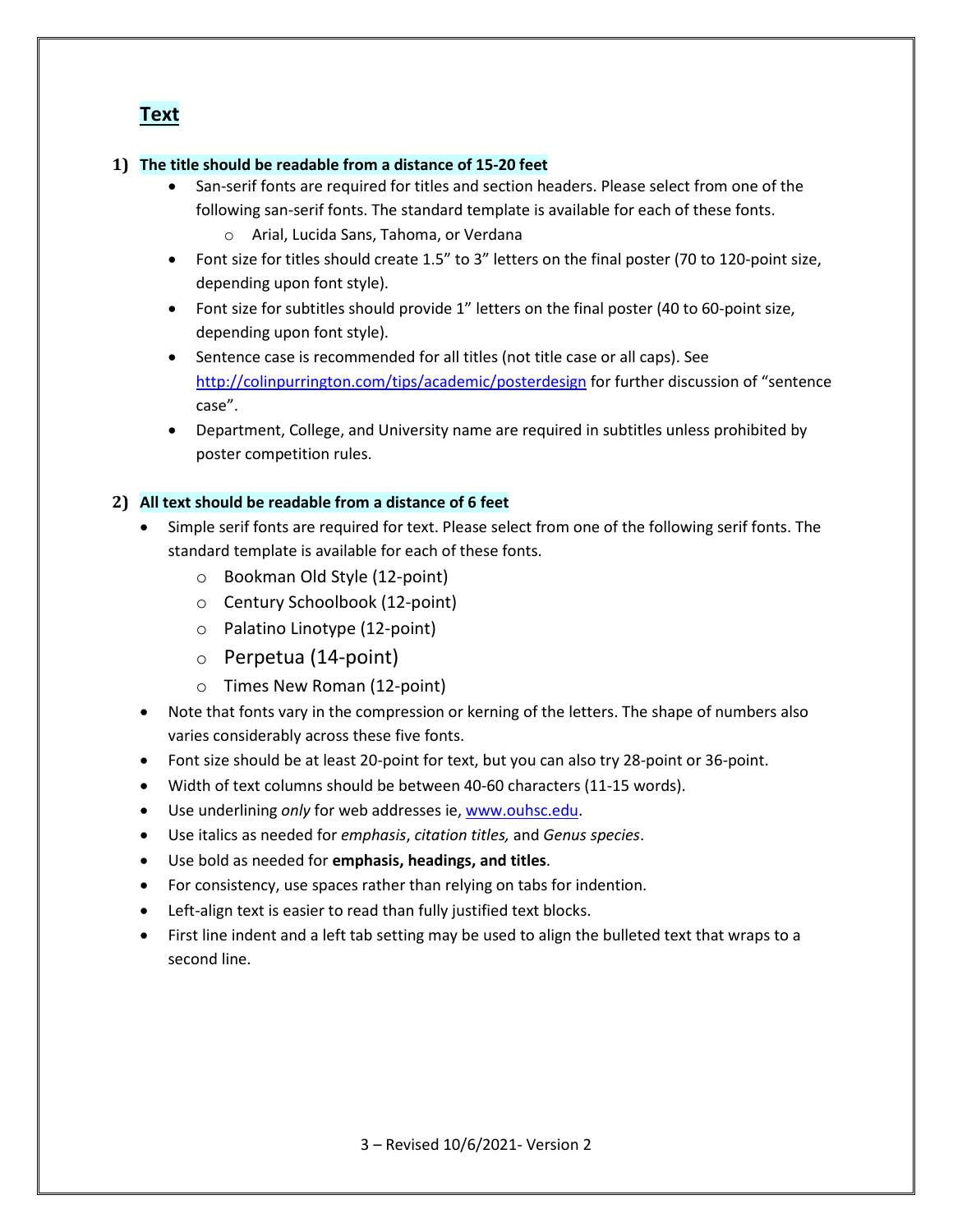## Text

1) **The title should be readable from a distance of 15-20 feet**
   - San-serif fonts are required for titles and section headers. Please select from one of the following san-serif fonts. The standard template is available for each of these fonts.
     - Arial, Lucida Sans, Tahoma, or Verdana
   - Font size for titles should create 1.5” to 3” letters on the final poster (70 to 120-point size, depending upon font style).
   - Font size for subtitles should provide 1” letters on the final poster (40 to 60-point size, depending upon font style).
   - Sentence case is recommended for all titles (not title case or all caps). See http://colinpurrington.com/tips/academic/posterdesign for further discussion of “sentence case”.
   - Department, College, and University name are required in subtitles unless prohibited by poster competition rules.

2) **All text should be readable from a distance of 6 feet**
   - Simple serif fonts are required for text. Please select from one of the following serif fonts. The standard template is available for each of these fonts.
     - Bookman Old Style (12-point)
     - Century Schoolbook (12-point)
     - Palatino Linotype (12-point)
     - Perpetua (14-point)
     - Times New Roman (12-point)
   - Note that fonts vary in the compression or kerning of the letters. The shape of numbers also varies considerably across these five fonts.
   - Font size should be at least 20-point for text, but you can also try 28-point or 36-point.
   - Width of text columns should be between 40-60 characters (11-15 words).
   - Use underlining *only* for web addresses ie, www.ouhsc.edu.
   - Use italics as needed for *emphasis*, *citation titles,* and *Genus species*.
   - Use bold as needed for **emphasis, headings, and titles**.
   - For consistency, use spaces rather than relying on tabs for indention.
   - Left-align text is easier to read than fully justified text blocks.
   - First line indent and a left tab setting may be used to align the bulleted text that wraps to a second line.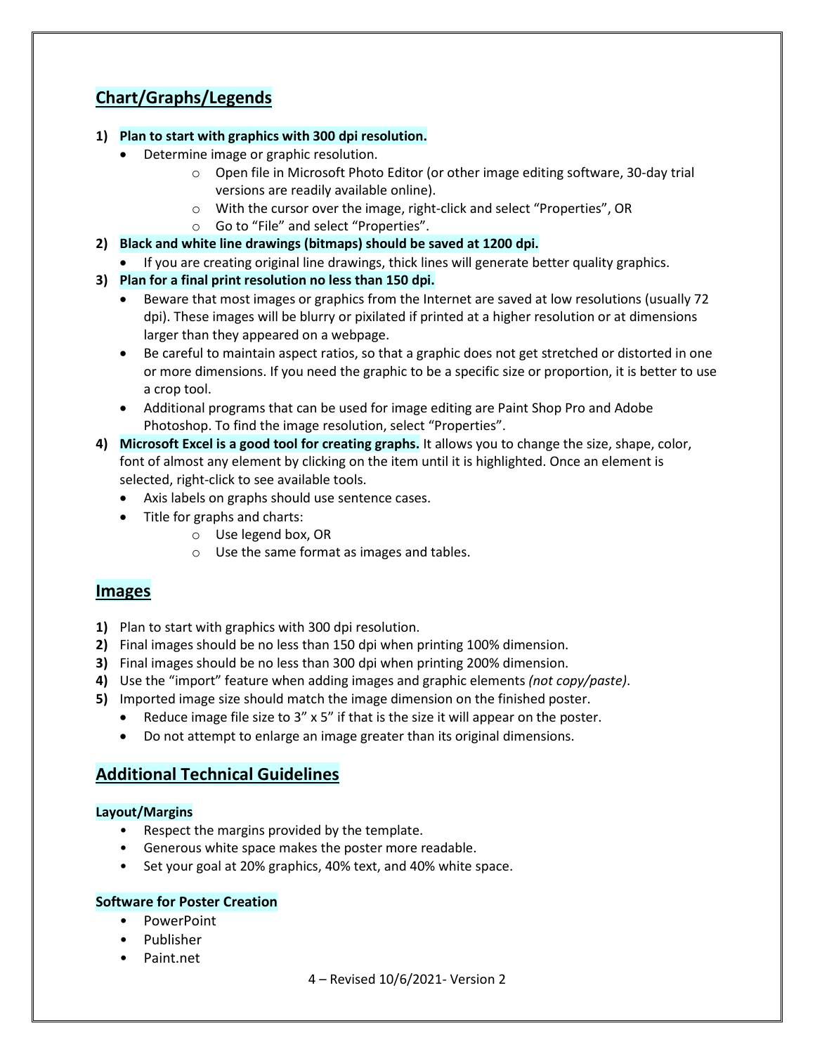## Chart/Graphs/Legends

1) **Plan to start with graphics with 300 dpi resolution.**
   - Determine image or graphic resolution.
     - Open file in Microsoft Photo Editor (or other image editing software, 30-day trial versions are readily available online).
     - With the cursor over the image, right-click and select "Properties", OR
     - Go to "File" and select "Properties".
2) **Black and white line drawings (bitmaps) should be saved at 1200 dpi.**
   - If you are creating original line drawings, thick lines will generate better quality graphics.
3) **Plan for a final print resolution no less than 150 dpi.**
   - Beware that most images or graphics from the Internet are saved at low resolutions (usually 72 dpi). These images will be blurry or pixilated if printed at a higher resolution or at dimensions larger than they appeared on a webpage.
   - Be careful to maintain aspect ratios, so that a graphic does not get stretched or distorted in one or more dimensions. If you need the graphic to be a specific size or proportion, it is better to use a crop tool.
   - Additional programs that can be used for image editing are Paint Shop Pro and Adobe Photoshop. To find the image resolution, select "Properties".
4) **Microsoft Excel is a good tool for creating graphs.** It allows you to change the size, shape, color, font of almost any element by clicking on the item until it is highlighted. Once an element is selected, right-click to see available tools.
   - Axis labels on graphs should use sentence cases.
   - Title for graphs and charts:
     - Use legend box, OR
     - Use the same format as images and tables.

## Images

1) Plan to start with graphics with 300 dpi resolution.
2) Final images should be no less than 150 dpi when printing 100% dimension.
3) Final images should be no less than 300 dpi when printing 200% dimension.
4) Use the "import" feature when adding images and graphic elements *(not copy/paste)*.
5) Imported image size should match the image dimension on the finished poster.
   - Reduce image file size to 3" x 5" if that is the size it will appear on the poster.
   - Do not attempt to enlarge an image greater than its original dimensions.

## Additional Technical Guidelines

### Layout/Margins

- Respect the margins provided by the template.
- Generous white space makes the poster more readable.
- Set your goal at 20% graphics, 40% text, and 40% white space.

### Software for Poster Creation

- PowerPoint
- Publisher
- Paint.net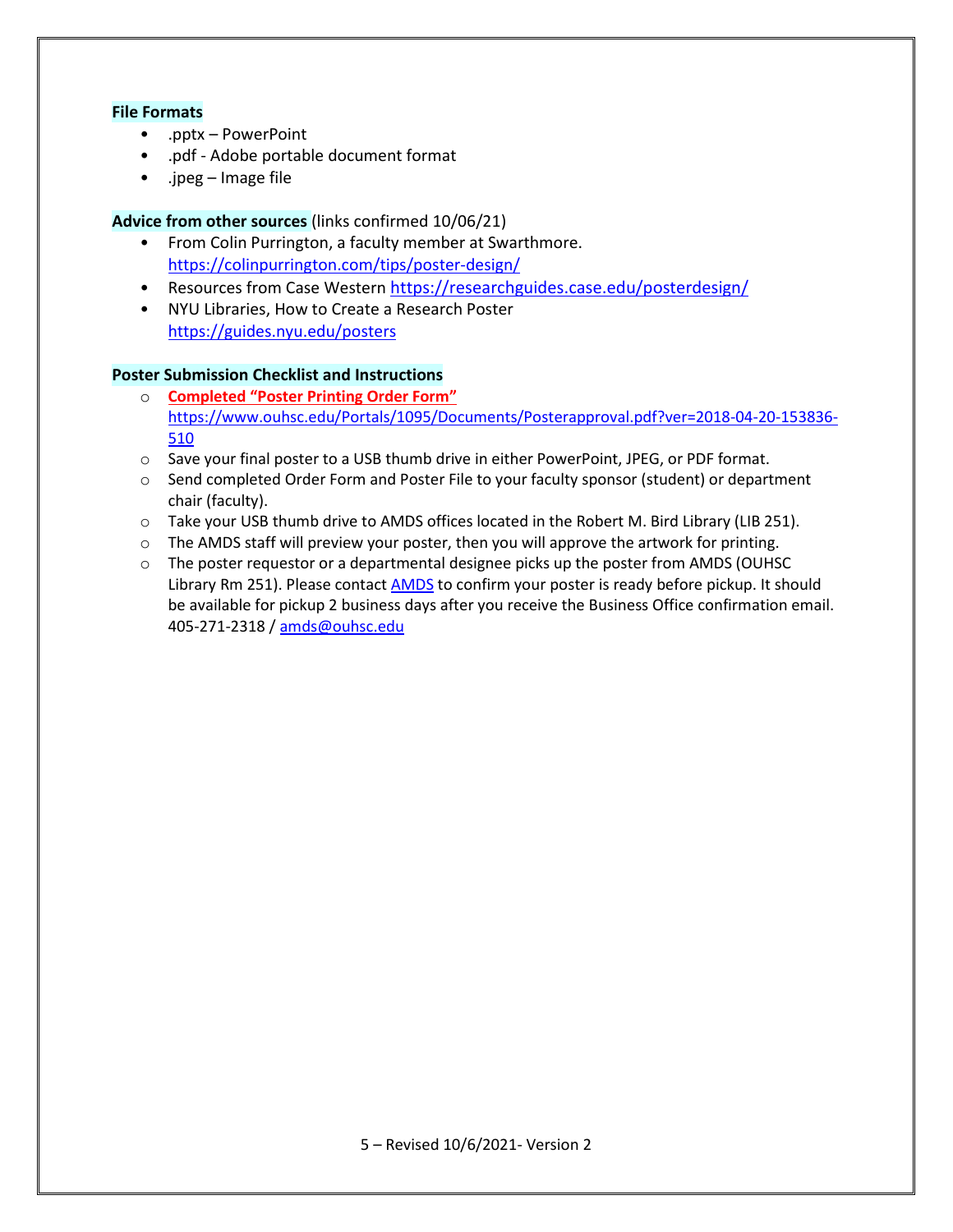**File Formats**

- .pptx – PowerPoint
- .pdf - Adobe portable document format
- .jpeg – Image file

**Advice from other sources** (links confirmed 10/06/21)

- From Colin Purrington, a faculty member at Swarthmore. https://colinpurrington.com/tips/poster-design/
- Resources from Case Western https://researchguides.case.edu/posterdesign/
- NYU Libraries, How to Create a Research Poster https://guides.nyu.edu/posters

**Poster Submission Checklist and Instructions**

- **Completed "Poster Printing Order Form"** https://www.ouhsc.edu/Portals/1095/Documents/Posterapproval.pdf?ver=2018-04-20-153836-510
- Save your final poster to a USB thumb drive in either PowerPoint, JPEG, or PDF format.
- Send completed Order Form and Poster File to your faculty sponsor (student) or department chair (faculty).
- Take your USB thumb drive to AMDS offices located in the Robert M. Bird Library (LIB 251).
- The AMDS staff will preview your poster, then you will approve the artwork for printing.
- The poster requestor or a departmental designee picks up the poster from AMDS (OUHSC Library Rm 251). Please contact AMDS to confirm your poster is ready before pickup. It should be available for pickup 2 business days after you receive the Business Office confirmation email. 405-271-2318 / amds@ouhsc.edu

5 – Revised 10/6/2021- Version 2